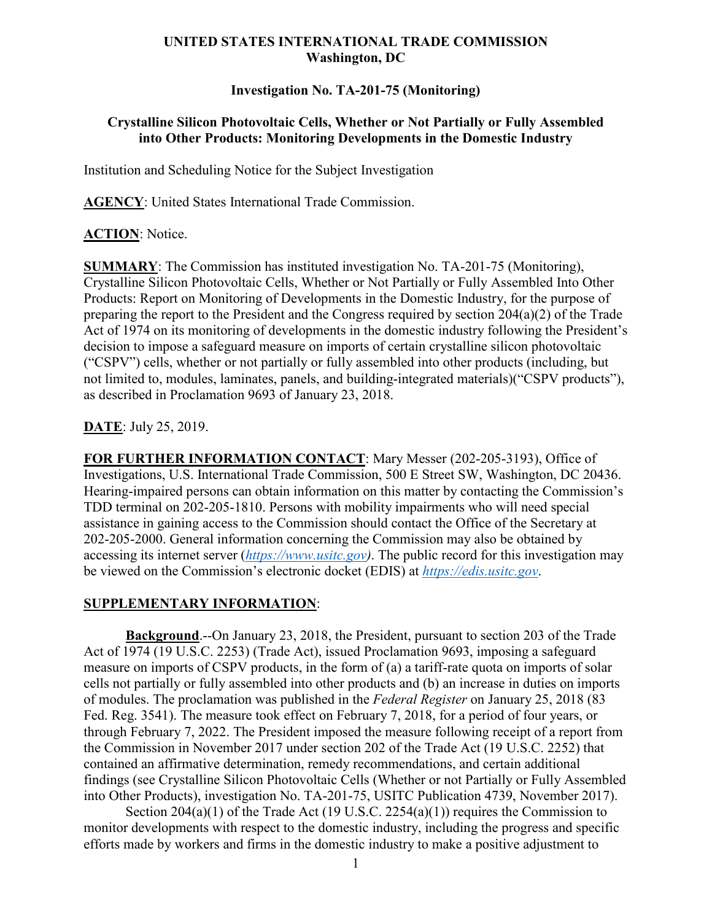**UNITED STATES INTERNATIONAL TRADE COMMISSION**
**Washington, DC**

**Investigation No. TA-201-75 (Monitoring)**

**Crystalline Silicon Photovoltaic Cells, Whether or Not Partially or Fully Assembled into Other Products: Monitoring Developments in the Domestic Industry**

Institution and Scheduling Notice for the Subject Investigation

**AGENCY**: United States International Trade Commission.

**ACTION**: Notice.

**SUMMARY**: The Commission has instituted investigation No. TA-201-75 (Monitoring), Crystalline Silicon Photovoltaic Cells, Whether or Not Partially or Fully Assembled Into Other Products: Report on Monitoring of Developments in the Domestic Industry, for the purpose of preparing the report to the President and the Congress required by section 204(a)(2) of the Trade Act of 1974 on its monitoring of developments in the domestic industry following the President's decision to impose a safeguard measure on imports of certain crystalline silicon photovoltaic ("CSPV") cells, whether or not partially or fully assembled into other products (including, but not limited to, modules, laminates, panels, and building-integrated materials)("CSPV products"), as described in Proclamation 9693 of January 23, 2018.

**DATE**: July 25, 2019.

**FOR FURTHER INFORMATION CONTACT**: Mary Messer (202-205-3193), Office of Investigations, U.S. International Trade Commission, 500 E Street SW, Washington, DC 20436. Hearing-impaired persons can obtain information on this matter by contacting the Commission's TDD terminal on 202-205-1810. Persons with mobility impairments who will need special assistance in gaining access to the Commission should contact the Office of the Secretary at 202-205-2000. General information concerning the Commission may also be obtained by accessing its internet server (*https://www.usitc.gov*). The public record for this investigation may be viewed on the Commission's electronic docket (EDIS) at *https://edis.usitc.gov*.

**SUPPLEMENTARY INFORMATION**:

**Background**.--On January 23, 2018, the President, pursuant to section 203 of the Trade Act of 1974 (19 U.S.C. 2253) (Trade Act), issued Proclamation 9693, imposing a safeguard measure on imports of CSPV products, in the form of (a) a tariff-rate quota on imports of solar cells not partially or fully assembled into other products and (b) an increase in duties on imports of modules. The proclamation was published in the *Federal Register* on January 25, 2018 (83 Fed. Reg. 3541). The measure took effect on February 7, 2018, for a period of four years, or through February 7, 2022. The President imposed the measure following receipt of a report from the Commission in November 2017 under section 202 of the Trade Act (19 U.S.C. 2252) that contained an affirmative determination, remedy recommendations, and certain additional findings (see Crystalline Silicon Photovoltaic Cells (Whether or not Partially or Fully Assembled into Other Products), investigation No. TA-201-75, USITC Publication 4739, November 2017).

Section 204(a)(1) of the Trade Act (19 U.S.C. 2254(a)(1)) requires the Commission to monitor developments with respect to the domestic industry, including the progress and specific efforts made by workers and firms in the domestic industry to make a positive adjustment to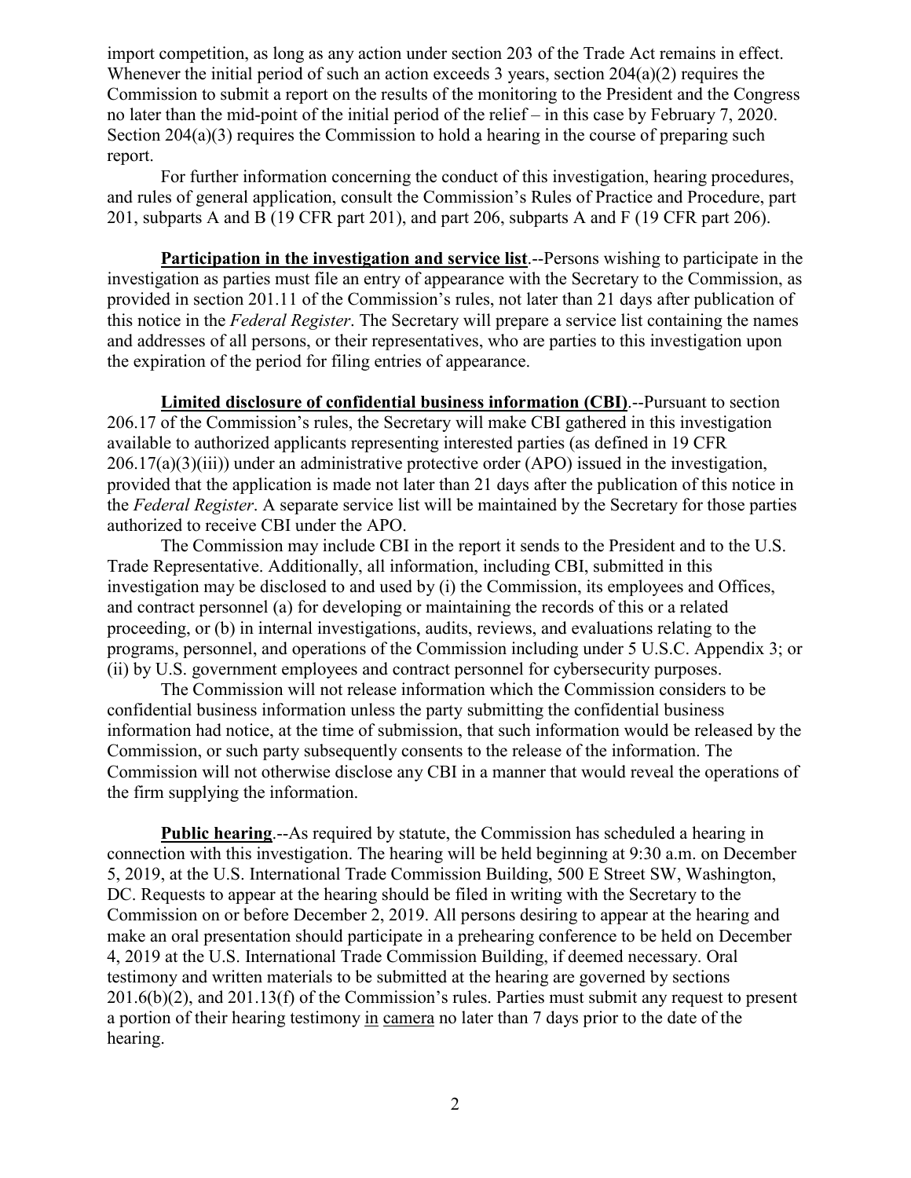import competition, as long as any action under section 203 of the Trade Act remains in effect. Whenever the initial period of such an action exceeds 3 years, section 204(a)(2) requires the Commission to submit a report on the results of the monitoring to the President and the Congress no later than the mid-point of the initial period of the relief – in this case by February 7, 2020. Section 204(a)(3) requires the Commission to hold a hearing in the course of preparing such report.

For further information concerning the conduct of this investigation, hearing procedures, and rules of general application, consult the Commission's Rules of Practice and Procedure, part 201, subparts A and B (19 CFR part 201), and part 206, subparts A and F (19 CFR part 206).

**Participation in the investigation and service list**.--Persons wishing to participate in the investigation as parties must file an entry of appearance with the Secretary to the Commission, as provided in section 201.11 of the Commission's rules, not later than 21 days after publication of this notice in the *Federal Register*. The Secretary will prepare a service list containing the names and addresses of all persons, or their representatives, who are parties to this investigation upon the expiration of the period for filing entries of appearance.

**Limited disclosure of confidential business information (CBI)**.--Pursuant to section 206.17 of the Commission's rules, the Secretary will make CBI gathered in this investigation available to authorized applicants representing interested parties (as defined in 19 CFR 206.17(a)(3)(iii)) under an administrative protective order (APO) issued in the investigation, provided that the application is made not later than 21 days after the publication of this notice in the *Federal Register*. A separate service list will be maintained by the Secretary for those parties authorized to receive CBI under the APO.

The Commission may include CBI in the report it sends to the President and to the U.S. Trade Representative. Additionally, all information, including CBI, submitted in this investigation may be disclosed to and used by (i) the Commission, its employees and Offices, and contract personnel (a) for developing or maintaining the records of this or a related proceeding, or (b) in internal investigations, audits, reviews, and evaluations relating to the programs, personnel, and operations of the Commission including under 5 U.S.C. Appendix 3; or (ii) by U.S. government employees and contract personnel for cybersecurity purposes.

The Commission will not release information which the Commission considers to be confidential business information unless the party submitting the confidential business information had notice, at the time of submission, that such information would be released by the Commission, or such party subsequently consents to the release of the information. The Commission will not otherwise disclose any CBI in a manner that would reveal the operations of the firm supplying the information.

**Public hearing**.--As required by statute, the Commission has scheduled a hearing in connection with this investigation. The hearing will be held beginning at 9:30 a.m. on December 5, 2019, at the U.S. International Trade Commission Building, 500 E Street SW, Washington, DC. Requests to appear at the hearing should be filed in writing with the Secretary to the Commission on or before December 2, 2019. All persons desiring to appear at the hearing and make an oral presentation should participate in a prehearing conference to be held on December 4, 2019 at the U.S. International Trade Commission Building, if deemed necessary. Oral testimony and written materials to be submitted at the hearing are governed by sections 201.6(b)(2), and 201.13(f) of the Commission's rules. Parties must submit any request to present a portion of their hearing testimony in camera no later than 7 days prior to the date of the hearing.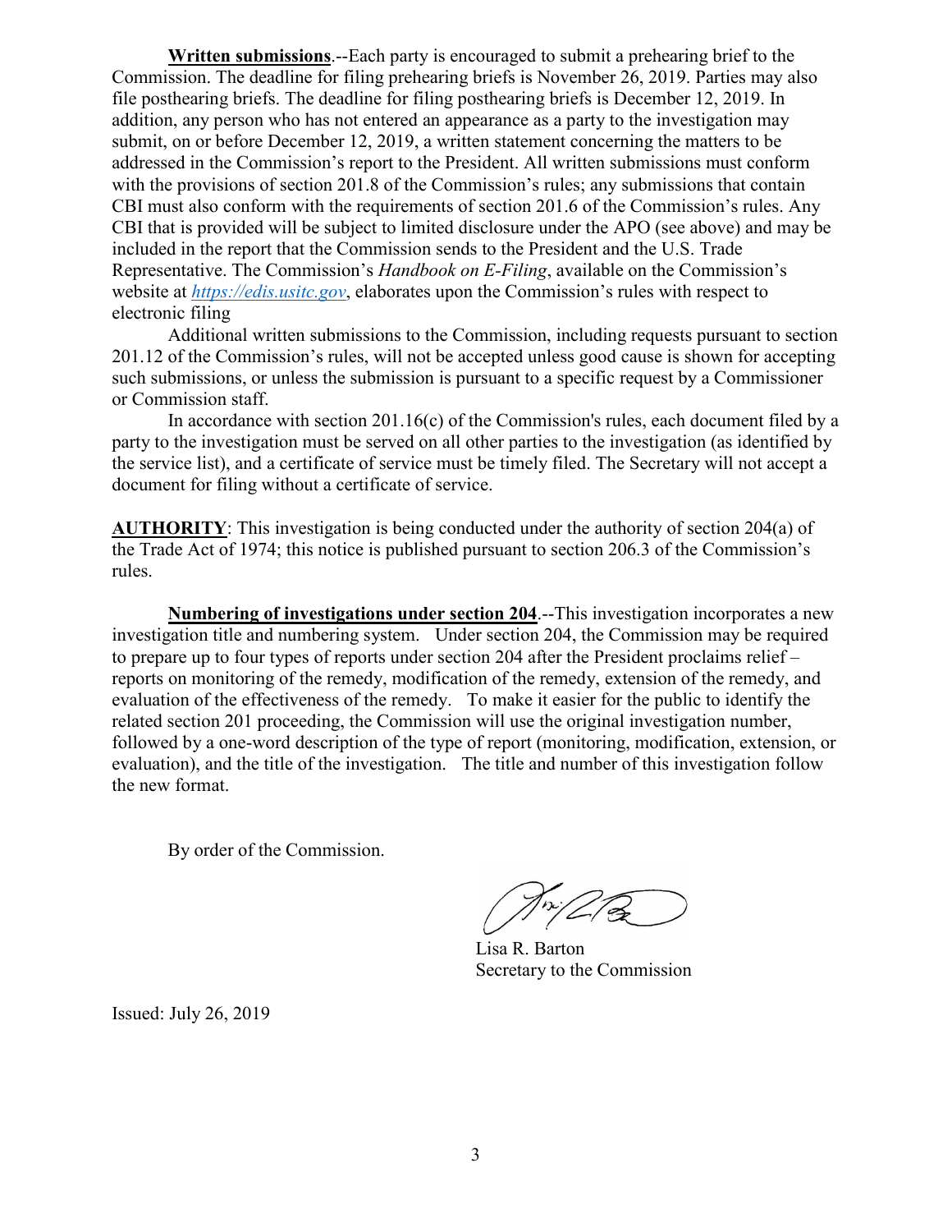**Written submissions**.--Each party is encouraged to submit a prehearing brief to the Commission. The deadline for filing prehearing briefs is November 26, 2019. Parties may also file posthearing briefs. The deadline for filing posthearing briefs is December 12, 2019. In addition, any person who has not entered an appearance as a party to the investigation may submit, on or before December 12, 2019, a written statement concerning the matters to be addressed in the Commission's report to the President. All written submissions must conform with the provisions of section 201.8 of the Commission's rules; any submissions that contain CBI must also conform with the requirements of section 201.6 of the Commission's rules. Any CBI that is provided will be subject to limited disclosure under the APO (see above) and may be included in the report that the Commission sends to the President and the U.S. Trade Representative. The Commission's *Handbook on E-Filing*, available on the Commission's website at *https://edis.usitc.gov*, elaborates upon the Commission's rules with respect to electronic filing

Additional written submissions to the Commission, including requests pursuant to section 201.12 of the Commission's rules, will not be accepted unless good cause is shown for accepting such submissions, or unless the submission is pursuant to a specific request by a Commissioner or Commission staff.

In accordance with section 201.16(c) of the Commission's rules, each document filed by a party to the investigation must be served on all other parties to the investigation (as identified by the service list), and a certificate of service must be timely filed. The Secretary will not accept a document for filing without a certificate of service.

**AUTHORITY**: This investigation is being conducted under the authority of section 204(a) of the Trade Act of 1974; this notice is published pursuant to section 206.3 of the Commission's rules.

**Numbering of investigations under section 204**.--This investigation incorporates a new investigation title and numbering system. Under section 204, the Commission may be required to prepare up to four types of reports under section 204 after the President proclaims relief – reports on monitoring of the remedy, modification of the remedy, extension of the remedy, and evaluation of the effectiveness of the remedy. To make it easier for the public to identify the related section 201 proceeding, the Commission will use the original investigation number, followed by a one-word description of the type of report (monitoring, modification, extension, or evaluation), and the title of the investigation. The title and number of this investigation follow the new format.

By order of the Commission.

Lisa R. Barton
Secretary to the Commission

Issued: July 26, 2019